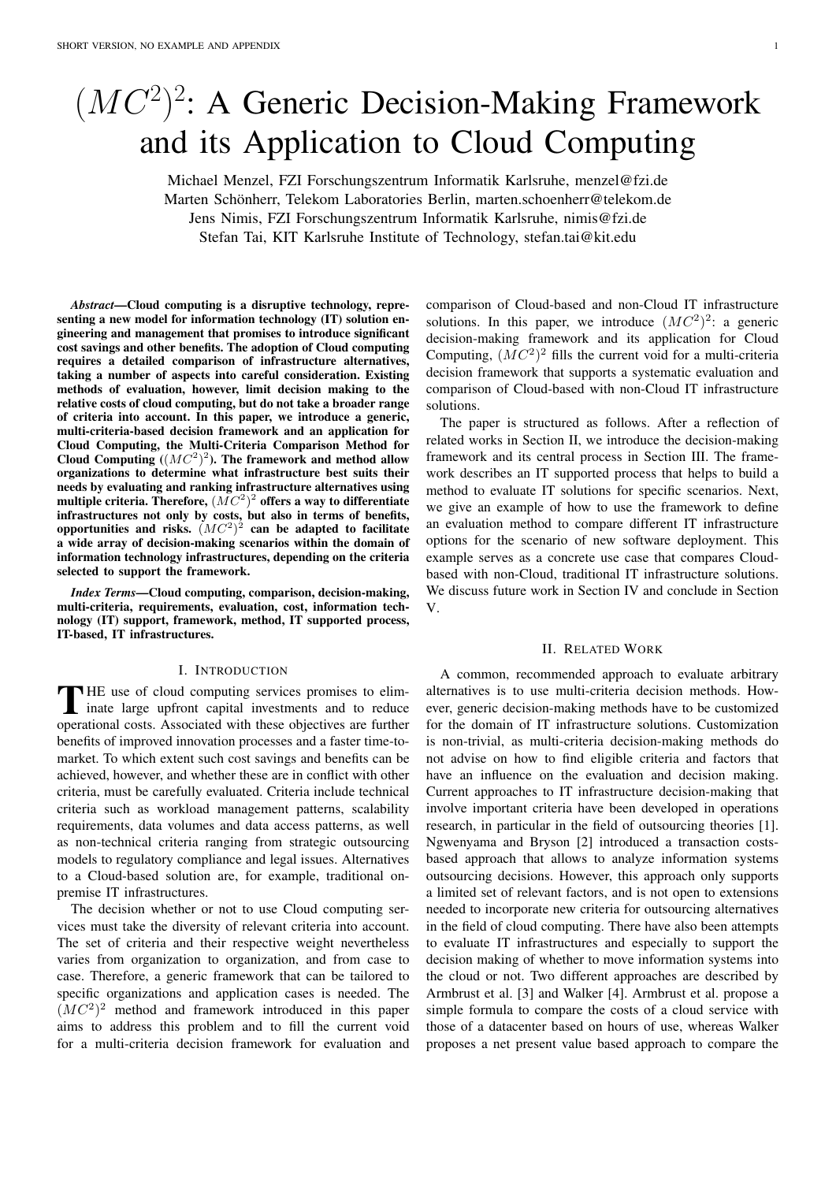# $(MC^2)^2$: A Generic Decision-Making Framework and its Application to Cloud Computing

Michael Menzel, FZI Forschungszentrum Informatik Karlsruhe, menzel@fzi.de
Marten Schönherr, Telekom Laboratories Berlin, marten.schoenherr@telekom.de
Jens Nimis, FZI Forschungszentrum Informatik Karlsruhe, nimis@fzi.de
Stefan Tai, KIT Karlsruhe Institute of Technology, stefan.tai@kit.edu

***Abstract*—Cloud computing is a disruptive technology, representing a new model for information technology (IT) solution engineering and management that promises to introduce significant cost savings and other benefits. The adoption of Cloud computing requires a detailed comparison of infrastructure alternatives, taking a number of aspects into careful consideration. Existing methods of evaluation, however, limit decision making to the relative costs of cloud computing, but do not take a broader range of criteria into account. In this paper, we introduce a generic, multi-criteria-based decision framework and an application for Cloud Computing, the Multi-Criteria Comparison Method for Cloud Computing ($(MC^2)^2$). The framework and method allow organizations to determine what infrastructure best suits their needs by evaluating and ranking infrastructure alternatives using multiple criteria. Therefore, $(MC^2)^2$ offers a way to differentiate infrastructures not only by costs, but also in terms of benefits, opportunities and risks. $(MC^2)^2$ can be adapted to facilitate a wide array of decision-making scenarios within the domain of information technology infrastructures, depending on the criteria selected to support the framework.**

***Index Terms*—Cloud computing, comparison, decision-making, multi-criteria, requirements, evaluation, cost, information technology (IT) support, framework, method, IT supported process, IT-based, IT infrastructures.**

## I. Introduction

The use of cloud computing services promises to eliminate large upfront capital investments and to reduce operational costs. Associated with these objectives are further benefits of improved innovation processes and a faster time-to-market. To which extent such cost savings and benefits can be achieved, however, and whether these are in conflict with other criteria, must be carefully evaluated. Criteria include technical criteria such as workload management patterns, scalability requirements, data volumes and data access patterns, as well as non-technical criteria ranging from strategic outsourcing models to regulatory compliance and legal issues. Alternatives to a Cloud-based solution are, for example, traditional on-premise IT infrastructures.

The decision whether or not to use Cloud computing services must take the diversity of relevant criteria into account. The set of criteria and their respective weight nevertheless varies from organization to organization, and from case to case. Therefore, a generic framework that can be tailored to specific organizations and application cases is needed. The $(MC^2)^2$ method and framework introduced in this paper aims to address this problem and to fill the current void for a multi-criteria decision framework for evaluation and comparison of Cloud-based and non-Cloud IT infrastructure solutions. In this paper, we introduce $(MC^2)^2$: a generic decision-making framework and its application for Cloud Computing, $(MC^2)^2$ fills the current void for a multi-criteria decision framework that supports a systematic evaluation and comparison of Cloud-based with non-Cloud IT infrastructure solutions.

The paper is structured as follows. After a reflection of related works in Section II, we introduce the decision-making framework and its central process in Section III. The framework describes an IT supported process that helps to build a method to evaluate IT solutions for specific scenarios. Next, we give an example of how to use the framework to define an evaluation method to compare different IT infrastructure options for the scenario of new software deployment. This example serves as a concrete use case that compares Cloud-based with non-Cloud, traditional IT infrastructure solutions. We discuss future work in Section IV and conclude in Section V.

## II. Related Work

A common, recommended approach to evaluate arbitrary alternatives is to use multi-criteria decision methods. However, generic decision-making methods have to be customized for the domain of IT infrastructure solutions. Customization is non-trivial, as multi-criteria decision-making methods do not advise on how to find eligible criteria and factors that have an influence on the evaluation and decision making. Current approaches to IT infrastructure decision-making that involve important criteria have been developed in operations research, in particular in the field of outsourcing theories [1]. Ngwenyama and Bryson [2] introduced a transaction costs-based approach that allows to analyze information systems outsourcing decisions. However, this approach only supports a limited set of relevant factors, and is not open to extensions needed to incorporate new criteria for outsourcing alternatives in the field of cloud computing. There have also been attempts to evaluate IT infrastructures and especially to support the decision making of whether to move information systems into the cloud or not. Two different approaches are described by Armbrust et al. [3] and Walker [4]. Armbrust et al. propose a simple formula to compare the costs of a cloud service with those of a datacenter based on hours of use, whereas Walker proposes a net present value based approach to compare the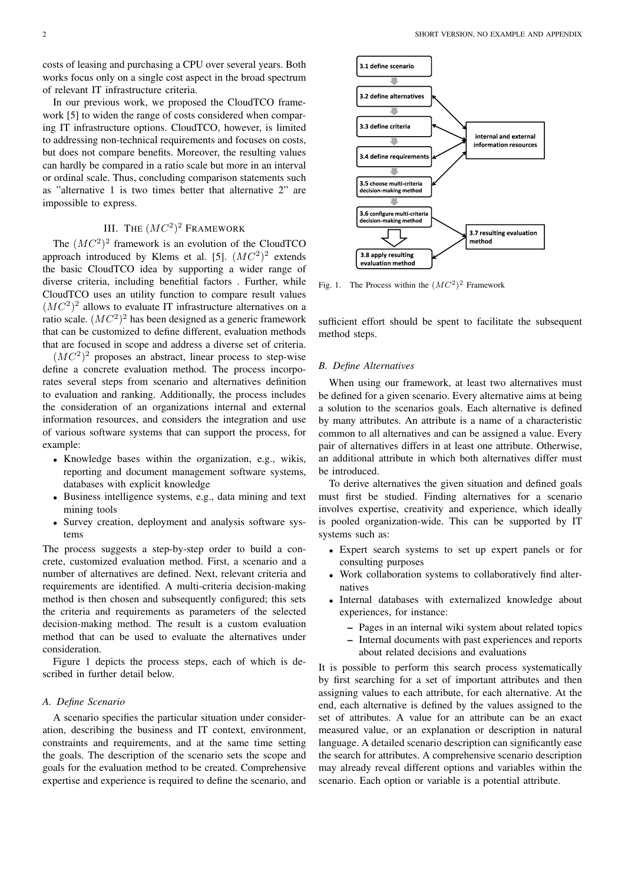costs of leasing and purchasing a CPU over several years. Both works focus only on a single cost aspect in the broad spectrum of relevant IT infrastructure criteria.

In our previous work, we proposed the CloudTCO framework [5] to widen the range of costs considered when comparing IT infrastructure options. CloudTCO, however, is limited to addressing non-technical requirements and focuses on costs, but does not compare benefits. Moreover, the resulting values can hardly be compared in a ratio scale but more in an interval or ordinal scale. Thus, concluding comparison statements such as "alternative 1 is two times better that alternative 2" are impossible to express.

## III. The $(MC^2)^2$ Framework

The $(MC^2)^2$ framework is an evolution of the CloudTCO approach introduced by Klems et al. [5]. $(MC^2)^2$ extends the basic CloudTCO idea by supporting a wider range of diverse criteria, including benefitial factors . Further, while CloudTCO uses an utility function to compare result values $(MC^2)^2$ allows to evaluate IT infrastructure alternatives on a ratio scale. $(MC^2)^2$ has been designed as a generic framework that can be customized to define different, evaluation methods that are focused in scope and address a diverse set of criteria.

$(MC^2)^2$ proposes an abstract, linear process to step-wise define a concrete evaluation method. The process incorporates several steps from scenario and alternatives definition to evaluation and ranking. Additionally, the process includes the consideration of an organizations internal and external information resources, and considers the integration and use of various software systems that can support the process, for example:

- Knowledge bases within the organization, e.g., wikis, reporting and document management software systems, databases with explicit knowledge
- Business intelligence systems, e.g., data mining and text mining tools
- Survey creation, deployment and analysis software systems

The process suggests a step-by-step order to build a concrete, customized evaluation method. First, a scenario and a number of alternatives are defined. Next, relevant criteria and requirements are identified. A multi-criteria decision-making method is then chosen and subsequently configured; this sets the criteria and requirements as parameters of the selected decision-making method. The result is a custom evaluation method that can be used to evaluate the alternatives under consideration.

Figure 1 depicts the process steps, each of which is described in further detail below.

Fig. 1. The Process within the $(MC^2)^2$ Framework

### A. Define Scenario

A scenario specifies the particular situation under consideration, describing the business and IT context, environment, constraints and requirements, and at the same time setting the goals. The description of the scenario sets the scope and goals for the evaluation method to be created. Comprehensive expertise and experience is required to define the scenario, and sufficient effort should be spent to facilitate the subsequent method steps.

### B. Define Alternatives

When using our framework, at least two alternatives must be defined for a given scenario. Every alternative aims at being a solution to the scenarios goals. Each alternative is defined by many attributes. An attribute is a name of a characteristic common to all alternatives and can be assigned a value. Every pair of alternatives differs in at least one attribute. Otherwise, an additional attribute in which both alternatives differ must be introduced.

To derive alternatives the given situation and defined goals must first be studied. Finding alternatives for a scenario involves expertise, creativity and experience, which ideally is pooled organization-wide. This can be supported by IT systems such as:

- Expert search systems to set up expert panels or for consulting purposes
- Work collaboration systems to collaboratively find alternatives
- Internal databases with externalized knowledge about experiences, for instance:
  - Pages in an internal wiki system about related topics
  - Internal documents with past experiences and reports about related decisions and evaluations

It is possible to perform this search process systematically by first searching for a set of important attributes and then assigning values to each attribute, for each alternative. At the end, each alternative is defined by the values assigned to the set of attributes. A value for an attribute can be an exact measured value, or an explanation or description in natural language. A detailed scenario description can significantly ease the search for attributes. A comprehensive scenario description may already reveal different options and variables within the scenario. Each option or variable is a potential attribute.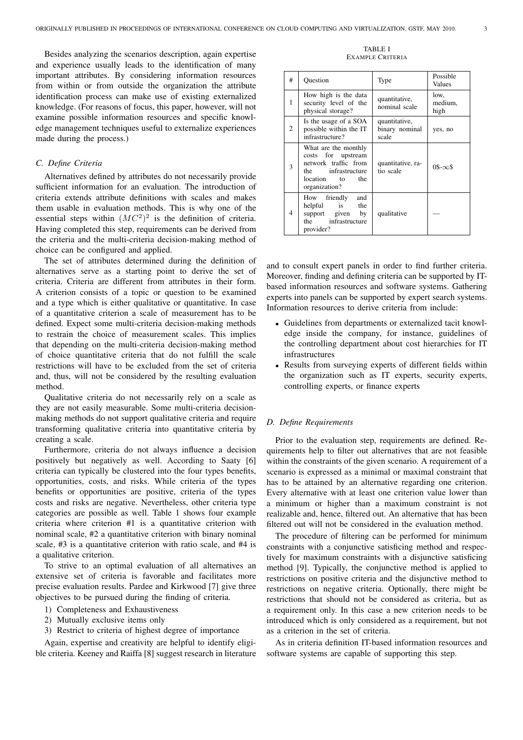Besides analyzing the scenarios description, again expertise and experience usually leads to the identification of many important attributes. By considering information resources from within or from outside the organization the attribute identification process can make use of existing externalized knowledge. (For reasons of focus, this paper, however, will not examine possible information resources and specific knowledge management techniques useful to externalize experiences made during the process.)

### C. Define Criteria

Alternatives defined by attributes do not necessarily provide sufficient information for an evaluation. The introduction of criteria extends attribute definitions with scales and makes them usable in evaluation methods. This is why one of the essential steps within $(MC^2)^2$ is the definition of criteria. Having completed this step, requirements can be derived from the criteria and the multi-criteria decision-making method of choice can be configured and applied.

The set of attributes determined during the definition of alternatives serve as a starting point to derive the set of criteria. Criteria are different from attributes in their form. A criterion consists of a topic or question to be examined and a type which is either qualitative or quantitative. In case of a quantitative criterion a scale of measurement has to be defined. Expect some multi-criteria decision-making methods to restrain the choice of measurement scales. This implies that depending on the multi-criteria decision-making method of choice quantitative criteria that do not fulfill the scale restrictions will have to be excluded from the set of criteria and, thus, will not be considered by the resulting evaluation method.

Qualitative criteria do not necessarily rely on a scale as they are not easily measurable. Some multi-criteria decision-making methods do not support qualitative criteria and require transforming qualitative criteria into quantitative criteria by creating a scale.

Furthermore, criteria do not always influence a decision positively but negatively as well. According to Saaty [6] criteria can typically be clustered into the four types benefits, opportunities, costs, and risks. While criteria of the types benefits or opportunities are positive, criteria of the types costs and risks are negative. Nevertheless, other criteria type categories are possible as well. Table 1 shows four example criteria where criterion #1 is a quantitative criterion with nominal scale, #2 a quantitative criterion with binary nominal scale, #3 is a quantitative criterion with ratio scale, and #4 is a qualitative criterion.

To strive to an optimal evaluation of all alternatives an extensive set of criteria is favorable and facilitates more precise evaluation results. Pardee and Kirkwood [7] give three objectives to be pursued during the finding of criteria.

1) Completeness and Exhaustiveness
2) Mutually exclusive items only
3) Restrict to criteria of highest degree of importance

Again, expertise and creativity are helpful to identify eligible criteria. Keeney and Raiffa [8] suggest research in literature and to consult expert panels in order to find further criteria. Moreover, finding and defining criteria can be supported by IT-based information resources and software systems. Gathering experts into panels can be supported by expert search systems. Information resources to derive criteria from include:

- Guidelines from departments or externalized tacit knowledge inside the company, for instance, guidelines of the controlling department about cost hierarchies for IT infrastructures
- Results from surveying experts of different fields within the organization such as IT experts, security experts, controlling experts, or finance experts

TABLE I
EXAMPLE CRITERIA

| # | Question | Type | Possible Values |
|---|---|---|---|
| 1 | How high is the data security level of the physical storage? | quantitative, nominal scale | low, medium, high |
| 2 | Is the usage of a SOA possible within the IT infrastructure? | quantitative, binary nominal scale | yes, no |
| 3 | What are the monthly costs for upstream network traffic from the infrastructure location to the organization? | quantitative, ratio scale | 0\$-$\infty$\$ |
| 4 | How friendly and helpful is the support given by the infrastructure provider? | qualitative | — |

### D. Define Requirements

Prior to the evaluation step, requirements are defined. Requirements help to filter out alternatives that are not feasible within the constraints of the given scenario. A requirement of a scenario is expressed as a minimal or maximal constraint that has to be attained by an alternative regarding one criterion. Every alternative with at least one criterion value lower than a minimum or higher than a maximum constraint is not realizable and, hence, filtered out. An alternative that has been filtered out will not be considered in the evaluation method.

The procedure of filtering can be performed for minimum constraints with a conjunctive satisficing method and respectively for maximum constraints with a disjunctive satisficing method [9]. Typically, the conjunctive method is applied to restrictions on positive criteria and the disjunctive method to restrictions on negative criteria. Optionally, there might be restrictions that should not be considered as criteria, but as a requirement only. In this case a new criterion needs to be introduced which is only considered as a requirement, but not as a criterion in the set of criteria.

As in criteria definition IT-based information resources and software systems are capable of supporting this step.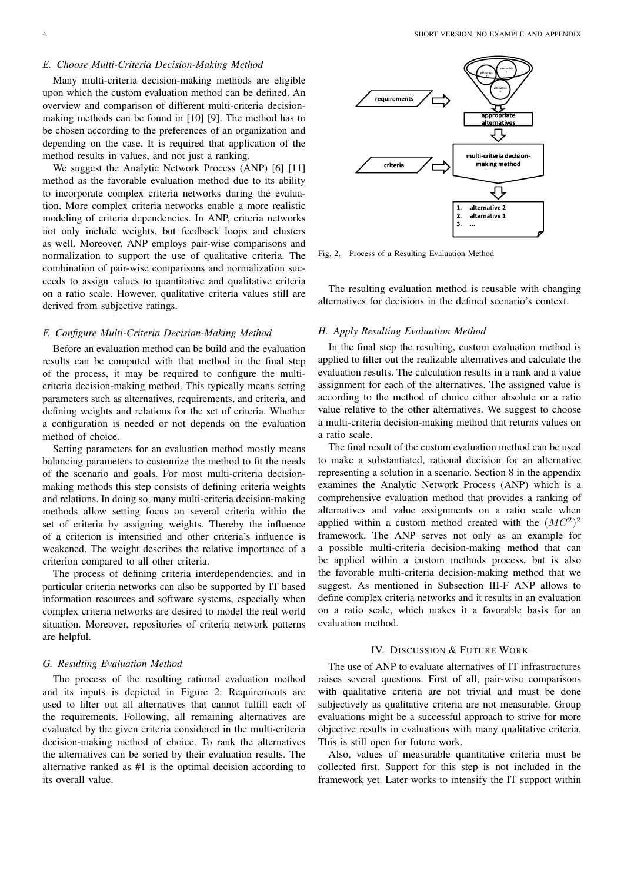### E. Choose Multi-Criteria Decision-Making Method

Many multi-criteria decision-making methods are eligible upon which the custom evaluation method can be defined. An overview and comparison of different multi-criteria decision-making methods can be found in [10] [9]. The method has to be chosen according to the preferences of an organization and depending on the case. It is required that application of the method results in values, and not just a ranking.

We suggest the Analytic Network Process (ANP) [6] [11] method as the favorable evaluation method due to its ability to incorporate complex criteria networks during the evaluation. More complex criteria networks enable a more realistic modeling of criteria dependencies. In ANP, criteria networks not only include weights, but feedback loops and clusters as well. Moreover, ANP employs pair-wise comparisons and normalization to support the use of qualitative criteria. The combination of pair-wise comparisons and normalization succeeds to assign values to quantitative and qualitative criteria on a ratio scale. However, qualitative criteria values still are derived from subjective ratings.

### F. Configure Multi-Criteria Decision-Making Method

Before an evaluation method can be build and the evaluation results can be computed with that method in the final step of the process, it may be required to configure the multi-criteria decision-making method. This typically means setting parameters such as alternatives, requirements, and criteria, and defining weights and relations for the set of criteria. Whether a configuration is needed or not depends on the evaluation method of choice.

Setting parameters for an evaluation method mostly means balancing parameters to customize the method to fit the needs of the scenario and goals. For most multi-criteria decision-making methods this step consists of defining criteria weights and relations. In doing so, many multi-criteria decision-making methods allow setting focus on several criteria within the set of criteria by assigning weights. Thereby the influence of a criterion is intensified and other criteria's influence is weakened. The weight describes the relative importance of a criterion compared to all other criteria.

The process of defining criteria interdependencies, and in particular criteria networks can also be supported by IT based information resources and software systems, especially when complex criteria networks are desired to model the real world situation. Moreover, repositories of criteria network patterns are helpful.

### G. Resulting Evaluation Method

The process of the resulting rational evaluation method and its inputs is depicted in Figure 2: Requirements are used to filter out all alternatives that cannot fulfill each of the requirements. Following, all remaining alternatives are evaluated by the given criteria considered in the multi-criteria decision-making method of choice. To rank the alternatives the alternatives can be sorted by their evaluation results. The alternative ranked as #1 is the optimal decision according to its overall value.

Fig. 2. Process of a Resulting Evaluation Method

The resulting evaluation method is reusable with changing alternatives for decisions in the defined scenario's context.

### H. Apply Resulting Evaluation Method

In the final step the resulting, custom evaluation method is applied to filter out the realizable alternatives and calculate the evaluation results. The calculation results in a rank and a value assignment for each of the alternatives. The assigned value is according to the method of choice either absolute or a ratio value relative to the other alternatives. We suggest to choose a multi-criteria decision-making method that returns values on a ratio scale.

The final result of the custom evaluation method can be used to make a substantiated, rational decision for an alternative representing a solution in a scenario. Section 8 in the appendix examines the Analytic Network Process (ANP) which is a comprehensive evaluation method that provides a ranking of alternatives and value assignments on a ratio scale when applied within a custom method created with the $(MC^2)^2$ framework. The ANP serves not only as an example for a possible multi-criteria decision-making method that can be applied within a custom methods process, but is also the favorable multi-criteria decision-making method that we suggest. As mentioned in Subsection III-F ANP allows to define complex criteria networks and it results in an evaluation on a ratio scale, which makes it a favorable basis for an evaluation method.

## IV. Discussion & Future Work

The use of ANP to evaluate alternatives of IT infrastructures raises several questions. First of all, pair-wise comparisons with qualitative criteria are not trivial and must be done subjectively as qualitative criteria are not measurable. Group evaluations might be a successful approach to strive for more objective results in evaluations with many qualitative criteria. This is still open for future work.

Also, values of measurable quantitative criteria must be collected first. Support for this step is not included in the framework yet. Later works to intensify the IT support within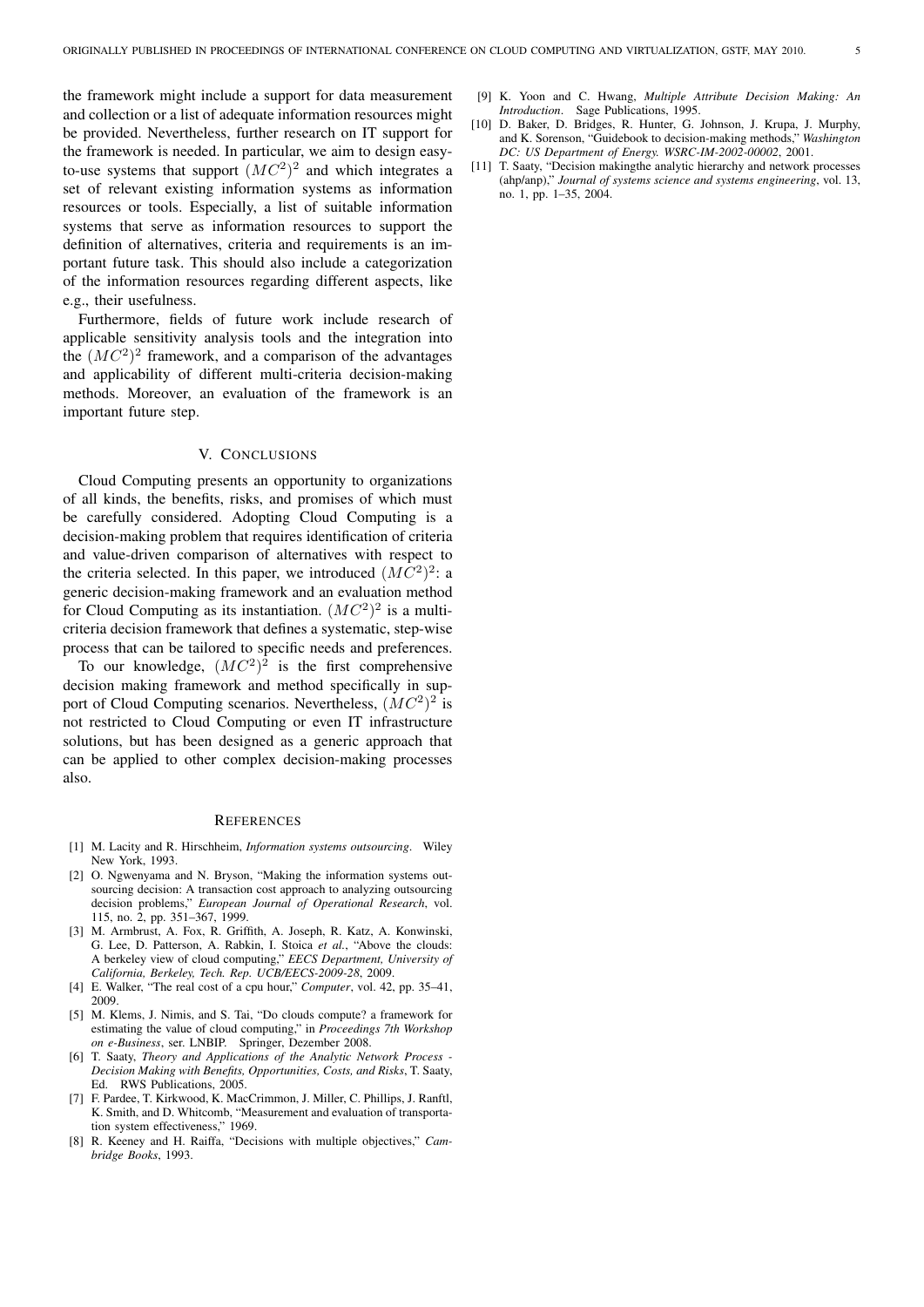the framework might include a support for data measurement and collection or a list of adequate information resources might be provided. Nevertheless, further research on IT support for the framework is needed. In particular, we aim to design easy-to-use systems that support $(MC^2)^2$ and which integrates a set of relevant existing information systems as information resources or tools. Especially, a list of suitable information systems that serve as information resources to support the definition of alternatives, criteria and requirements is an important future task. This should also include a categorization of the information resources regarding different aspects, like e.g., their usefulness.

Furthermore, fields of future work include research of applicable sensitivity analysis tools and the integration into the $(MC^2)^2$ framework, and a comparison of the advantages and applicability of different multi-criteria decision-making methods. Moreover, an evaluation of the framework is an important future step.

## V. Conclusions

Cloud Computing presents an opportunity to organizations of all kinds, the benefits, risks, and promises of which must be carefully considered. Adopting Cloud Computing is a decision-making problem that requires identification of criteria and value-driven comparison of alternatives with respect to the criteria selected. In this paper, we introduced $(MC^2)^2$: a generic decision-making framework and an evaluation method for Cloud Computing as its instantiation. $(MC^2)^2$ is a multi-criteria decision framework that defines a systematic, step-wise process that can be tailored to specific needs and preferences.

To our knowledge, $(MC^2)^2$ is the first comprehensive decision making framework and method specifically in support of Cloud Computing scenarios. Nevertheless, $(MC^2)^2$ is not restricted to Cloud Computing or even IT infrastructure solutions, but has been designed as a generic approach that can be applied to other complex decision-making processes also.

## References

[1] M. Lacity and R. Hirschheim, *Information systems outsourcing*. Wiley New York, 1993.

[2] O. Ngwenyama and N. Bryson, "Making the information systems outsourcing decision: A transaction cost approach to analyzing outsourcing decision problems," *European Journal of Operational Research*, vol. 115, no. 2, pp. 351–367, 1999.

[3] M. Armbrust, A. Fox, R. Griffith, A. Joseph, R. Katz, A. Konwinski, G. Lee, D. Patterson, A. Rabkin, I. Stoica *et al.*, "Above the clouds: A berkeley view of cloud computing," *EECS Department, University of California, Berkeley, Tech. Rep. UCB/EECS-2009-28*, 2009.

[4] E. Walker, "The real cost of a cpu hour," *Computer*, vol. 42, pp. 35–41, 2009.

[5] M. Klems, J. Nimis, and S. Tai, "Do clouds compute? a framework for estimating the value of cloud computing," in *Proceedings 7th Workshop on e-Business*, ser. LNBIP. Springer, Dezember 2008.

[6] T. Saaty, *Theory and Applications of the Analytic Network Process - Decision Making with Benefits, Opportunities, Costs, and Risks*, T. Saaty, Ed. RWS Publications, 2005.

[7] F. Pardee, T. Kirkwood, K. MacCrimmon, J. Miller, C. Phillips, J. Ranftl, K. Smith, and D. Whitcomb, "Measurement and evaluation of transportation system effectiveness," 1969.

[8] R. Keeney and H. Raiffa, "Decisions with multiple objectives," *Cambridge Books*, 1993.

[9] K. Yoon and C. Hwang, *Multiple Attribute Decision Making: An Introduction*. Sage Publications, 1995.

[10] D. Baker, D. Bridges, R. Hunter, G. Johnson, J. Krupa, J. Murphy, and K. Sorenson, "Guidebook to decision-making methods," *Washington DC: US Department of Energy. WSRC-IM-2002-00002*, 2001.

[11] T. Saaty, "Decision makingthe analytic hierarchy and network processes (ahp/anp)," *Journal of systems science and systems engineering*, vol. 13, no. 1, pp. 1–35, 2004.